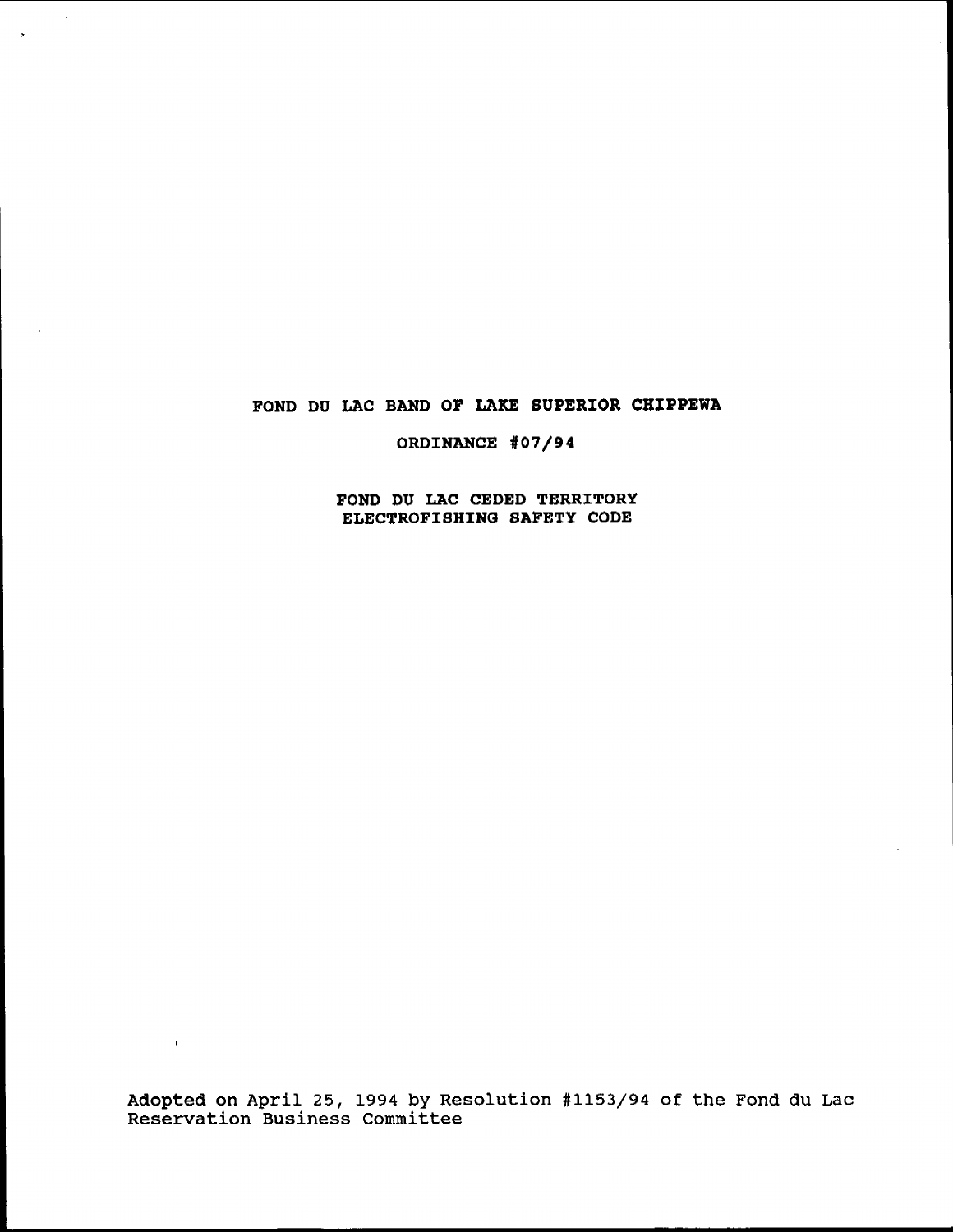# FOND DU LAC BAND OF LAKE SUPERIOR CHIPPEWA

## ORDINANCE #07/94

## FOND DU LAC CEDED TERRITORY ELECTROFISHING SAFETY CODE

Adopted on April 25, 1994 by Resolution #1153/94 of the Fond du Lac Reservation Business Committee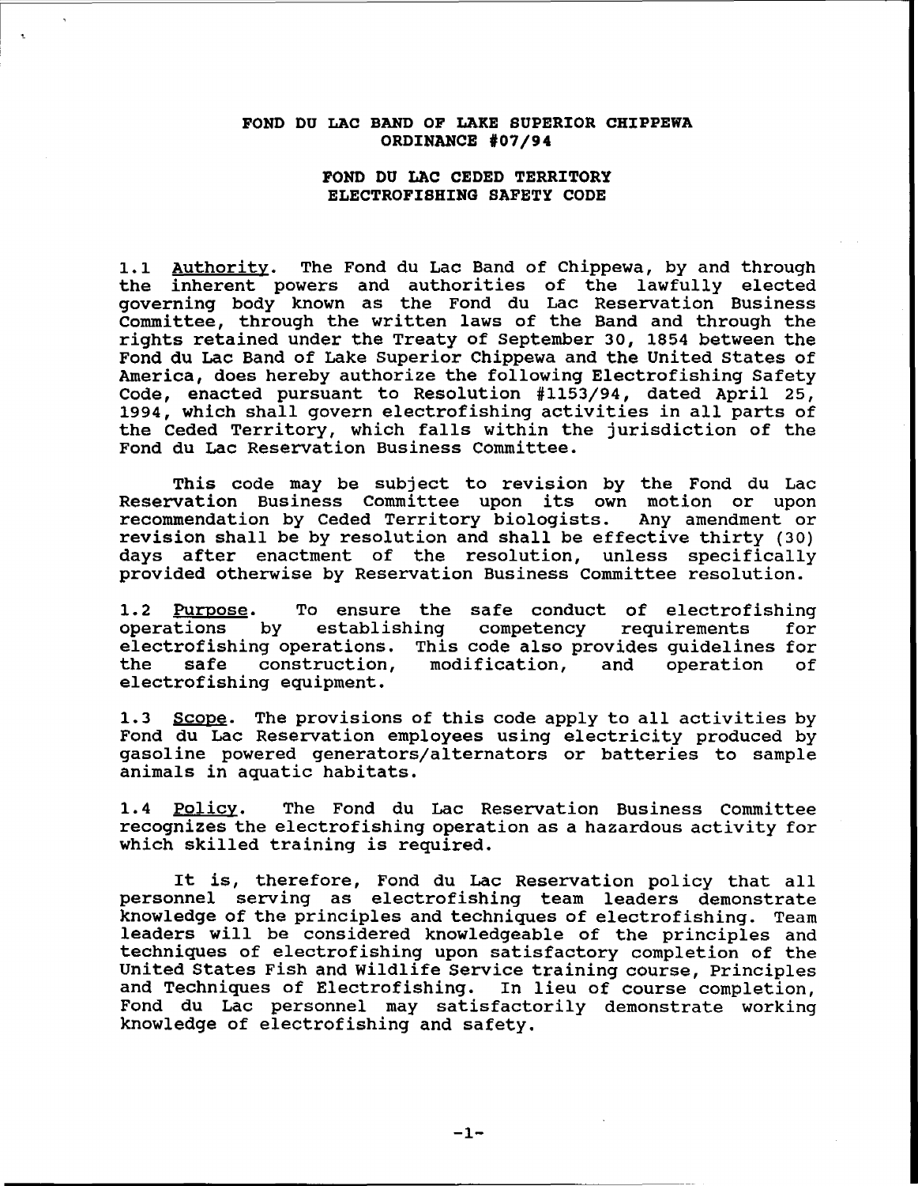**FOND DU LAC BAND OF LAKE SUPERIOR CHIPPEWA**
**ORDINANCE #07/94**

**FOND DU LAC CEDED TERRITORY**
**ELECTROFISHING SAFETY CODE**

1.1 Authority. The Fond du Lac Band of Chippewa, by and through the inherent powers and authorities of the lawfully elected governing body known as the Fond du Lac Reservation Business Committee, through the written laws of the Band and through the rights retained under the Treaty of September 30, 1854 between the Fond du Lac Band of Lake Superior Chippewa and the United States of America, does hereby authorize the following Electrofishing Safety Code, enacted pursuant to Resolution #1153/94, dated April 25, 1994, which shall govern electrofishing activities in all parts of the Ceded Territory, which falls within the jurisdiction of the Fond du Lac Reservation Business Committee.

This code may be subject to revision by the Fond du Lac Reservation Business Committee upon its own motion or upon recommendation by Ceded Territory biologists. Any amendment or revision shall be by resolution and shall be effective thirty (30) days after enactment of the resolution, unless specifically provided otherwise by Reservation Business Committee resolution.

1.2 Purpose. To ensure the safe conduct of electrofishing operations by establishing competency requirements for electrofishing operations. This code also provides guidelines for the safe construction, modification, and operation of electrofishing equipment.

1.3 Scope. The provisions of this code apply to all activities by Fond du Lac Reservation employees using electricity produced by gasoline powered generators/alternators or batteries to sample animals in aquatic habitats.

1.4 Policy. The Fond du Lac Reservation Business Committee recognizes the electrofishing operation as a hazardous activity for which skilled training is required.

It is, therefore, Fond du Lac Reservation policy that all personnel serving as electrofishing team leaders demonstrate knowledge of the principles and techniques of electrofishing. Team leaders will be considered knowledgeable of the principles and techniques of electrofishing upon satisfactory completion of the United States Fish and Wildlife Service training course, Principles and Techniques of Electrofishing. In lieu of course completion, Fond du Lac personnel may satisfactorily demonstrate working knowledge of electrofishing and safety.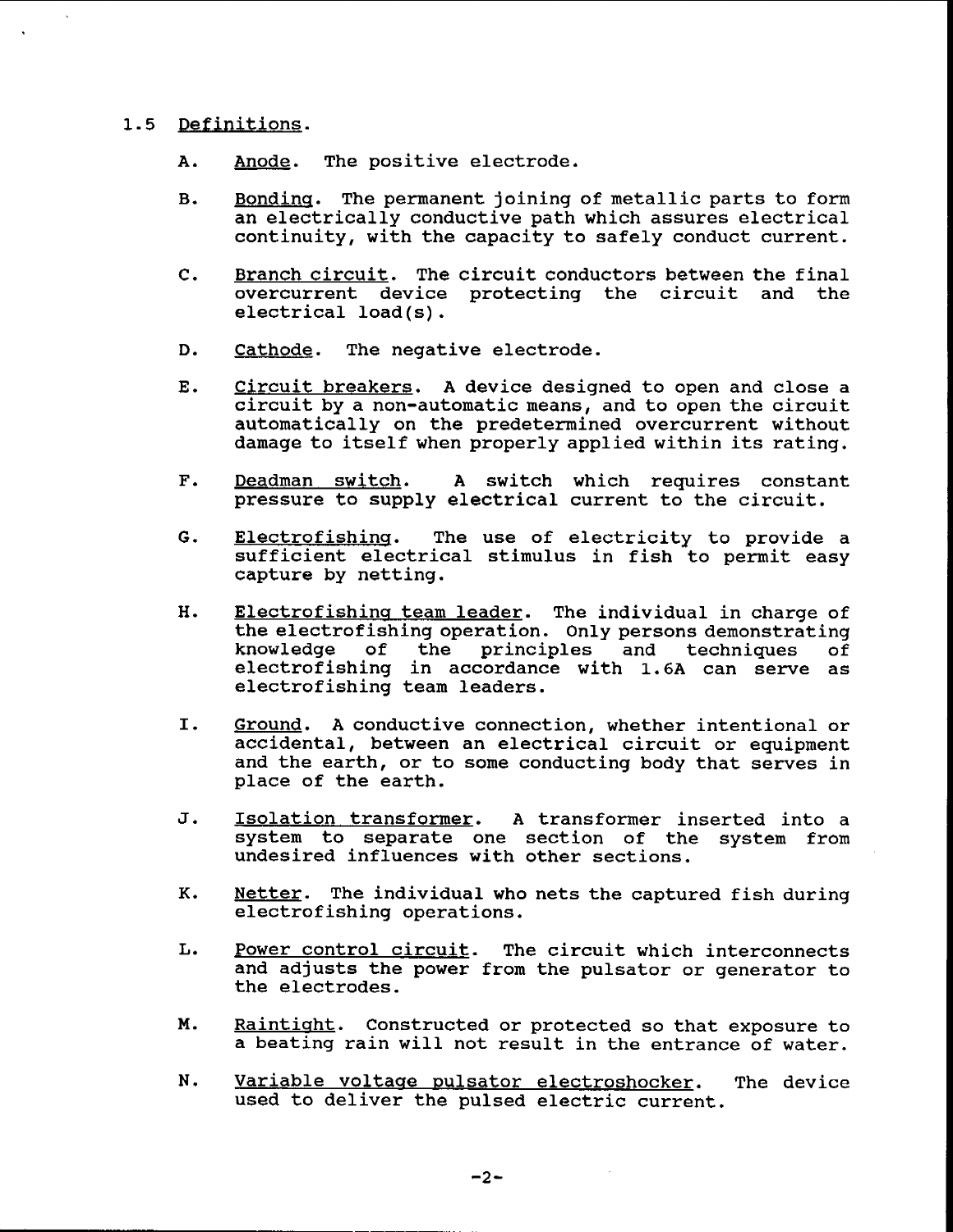## 1.5 Definitions.

A. Anode. The positive electrode.

B. Bonding. The permanent joining of metallic parts to form an electrically conductive path which assures electrical continuity, with the capacity to safely conduct current.

C. Branch circuit. The circuit conductors between the final overcurrent device protecting the circuit and the electrical load(s).

D. Cathode. The negative electrode.

E. Circuit breakers. A device designed to open and close a circuit by a non-automatic means, and to open the circuit automatically on the predetermined overcurrent without damage to itself when properly applied within its rating.

F. Deadman switch. A switch which requires constant pressure to supply electrical current to the circuit.

G. Electrofishing. The use of electricity to provide a sufficient electrical stimulus in fish to permit easy capture by netting.

H. Electrofishing team leader. The individual in charge of the electrofishing operation. Only persons demonstrating knowledge of the principles and techniques of electrofishing in accordance with 1.6A can serve as electrofishing team leaders.

I. Ground. A conductive connection, whether intentional or accidental, between an electrical circuit or equipment and the earth, or to some conducting body that serves in place of the earth.

J. Isolation transformer. A transformer inserted into a system to separate one section of the system from undesired influences with other sections.

K. Netter. The individual who nets the captured fish during electrofishing operations.

L. Power control circuit. The circuit which interconnects and adjusts the power from the pulsator or generator to the electrodes.

M. Raintight. Constructed or protected so that exposure to a beating rain will not result in the entrance of water.

N. Variable voltage pulsator electroshocker. The device used to deliver the pulsed electric current.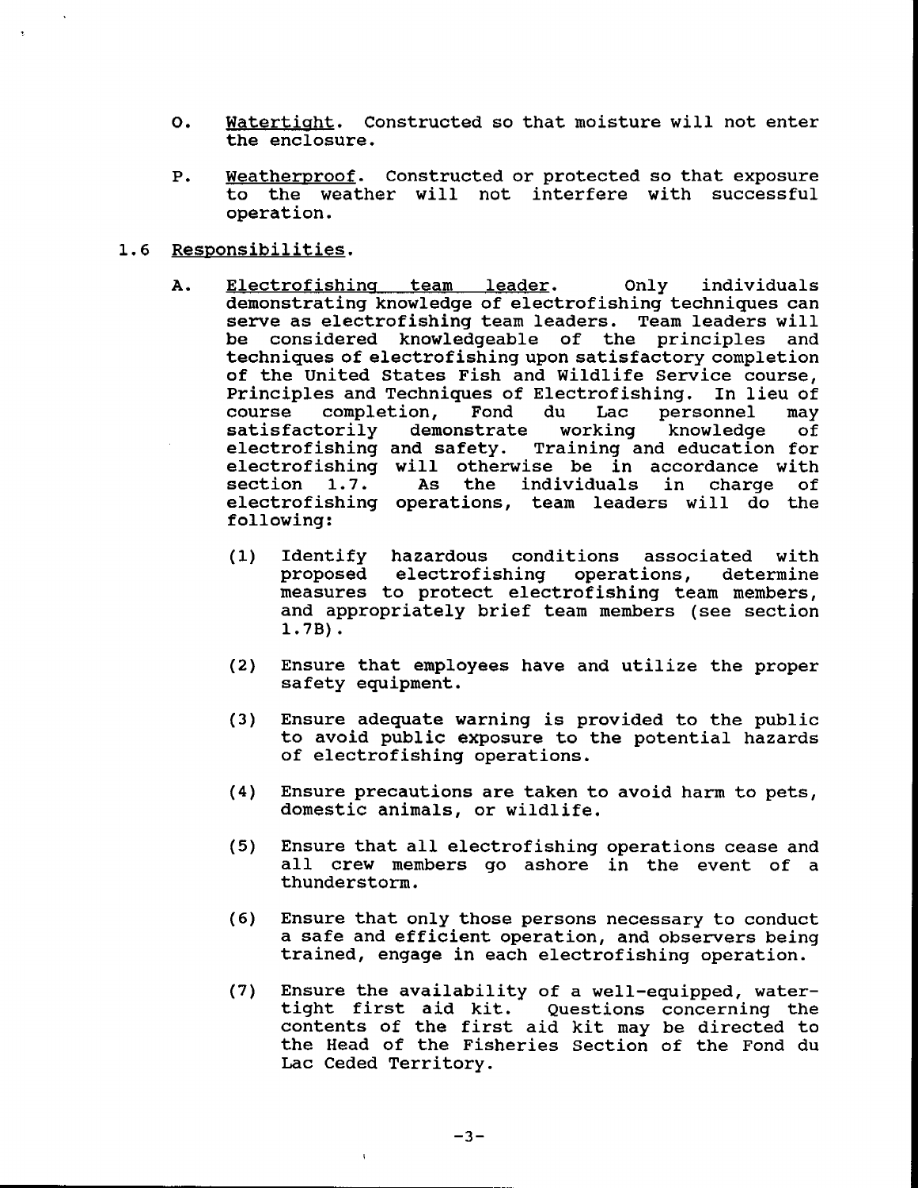O. Watertight. Constructed so that moisture will not enter the enclosure.

P. Weatherproof. Constructed or protected so that exposure to the weather will not interfere with successful operation.

## 1.6 Responsibilities.

A. Electrofishing team leader. Only individuals demonstrating knowledge of electrofishing techniques can serve as electrofishing team leaders. Team leaders will be considered knowledgeable of the principles and techniques of electrofishing upon satisfactory completion of the United States Fish and Wildlife Service course, Principles and Techniques of Electrofishing. In lieu of course completion, Fond du Lac personnel may satisfactorily demonstrate working knowledge of electrofishing and safety. Training and education for electrofishing will otherwise be in accordance with section 1.7. As the individuals in charge of electrofishing operations, team leaders will do the following:

(1) Identify hazardous conditions associated with proposed electrofishing operations, determine measures to protect electrofishing team members, and appropriately brief team members (see section 1.7B).

(2) Ensure that employees have and utilize the proper safety equipment.

(3) Ensure adequate warning is provided to the public to avoid public exposure to the potential hazards of electrofishing operations.

(4) Ensure precautions are taken to avoid harm to pets, domestic animals, or wildlife.

(5) Ensure that all electrofishing operations cease and all crew members go ashore in the event of a thunderstorm.

(6) Ensure that only those persons necessary to conduct a safe and efficient operation, and observers being trained, engage in each electrofishing operation.

(7) Ensure the availability of a well-equipped, water-tight first aid kit. Questions concerning the contents of the first aid kit may be directed to the Head of the Fisheries Section of the Fond du Lac Ceded Territory.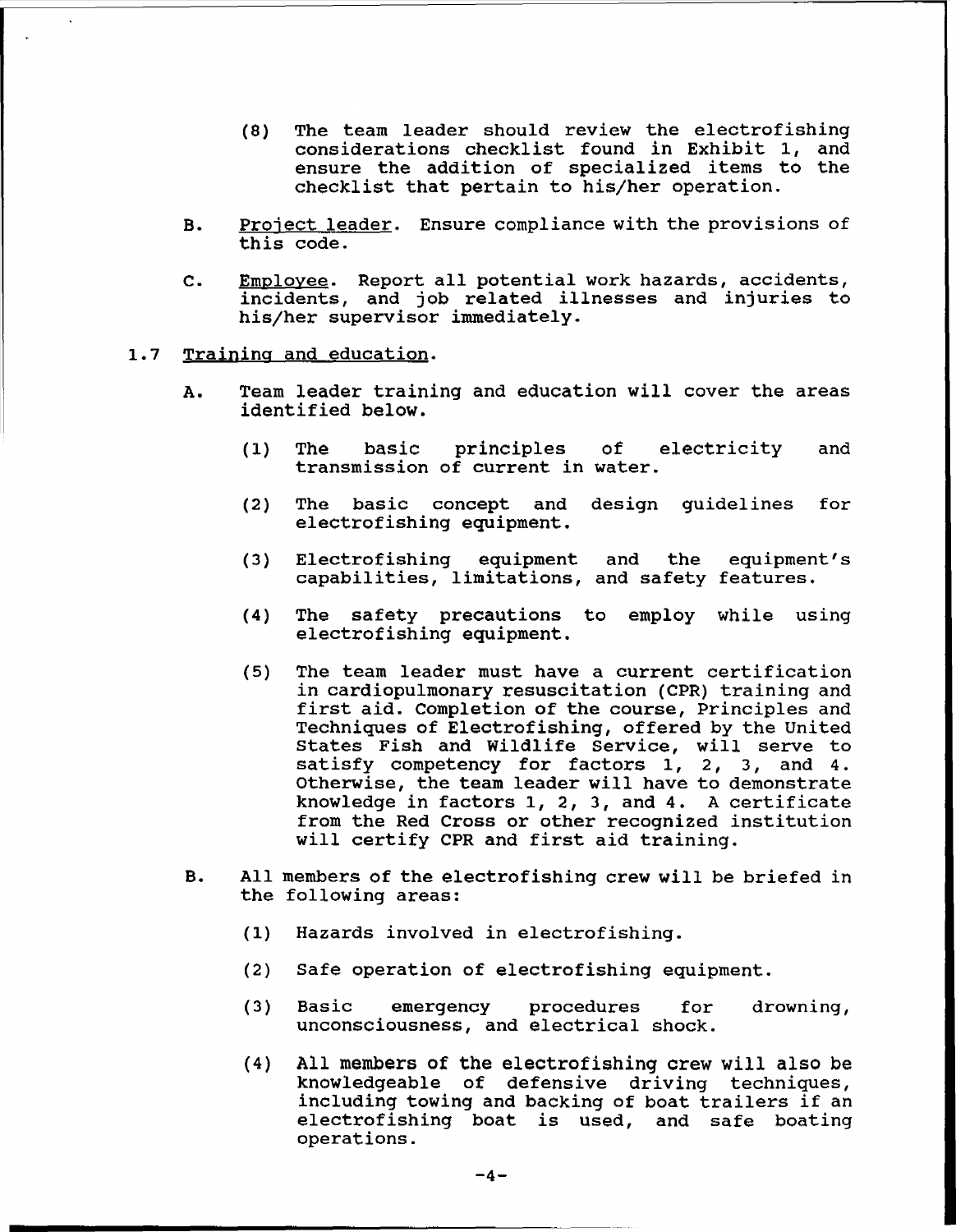(8) The team leader should review the electrofishing considerations checklist found in Exhibit 1, and ensure the addition of specialized items to the checklist that pertain to his/her operation.

B. Project leader. Ensure compliance with the provisions of this code.

C. Employee. Report all potential work hazards, accidents, incidents, and job related illnesses and injuries to his/her supervisor immediately.

1.7 Training and education.

A. Team leader training and education will cover the areas identified below.

(1) The basic principles of electricity and transmission of current in water.

(2) The basic concept and design guidelines for electrofishing equipment.

(3) Electrofishing equipment and the equipment's capabilities, limitations, and safety features.

(4) The safety precautions to employ while using electrofishing equipment.

(5) The team leader must have a current certification in cardiopulmonary resuscitation (CPR) training and first aid. Completion of the course, Principles and Techniques of Electrofishing, offered by the United States Fish and Wildlife Service, will serve to satisfy competency for factors 1, 2, 3, and 4. Otherwise, the team leader will have to demonstrate knowledge in factors 1, 2, 3, and 4. A certificate from the Red Cross or other recognized institution will certify CPR and first aid training.

B. All members of the electrofishing crew will be briefed in the following areas:

(1) Hazards involved in electrofishing.

(2) Safe operation of electrofishing equipment.

(3) Basic emergency procedures for drowning, unconsciousness, and electrical shock.

(4) All members of the electrofishing crew will also be knowledgeable of defensive driving techniques, including towing and backing of boat trailers if an electrofishing boat is used, and safe boating operations.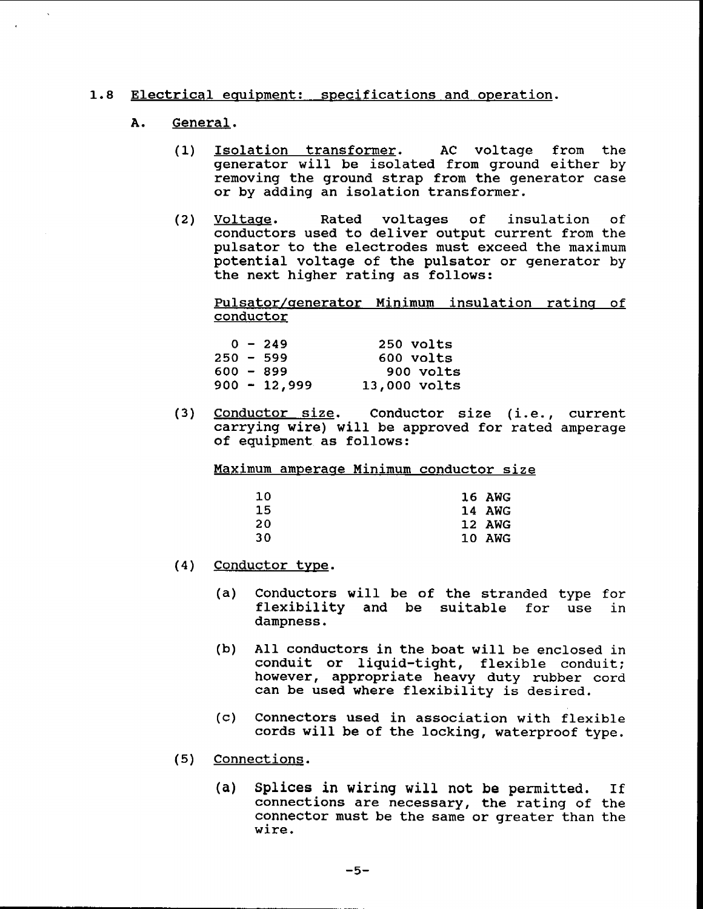## 1.8 Electrical equipment: specifications and operation.

### A. General.

(1) Isolation transformer. AC voltage from the generator will be isolated from ground either by removing the ground strap from the generator case or by adding an isolation transformer.

(2) Voltage. Rated voltages of insulation of conductors used to deliver output current from the pulsator to the electrodes must exceed the maximum potential voltage of the pulsator or generator by the next higher rating as follows:

| Pulsator/generator | Minimum insulation rating of conductor |
|---|---|
| 0 - 249 | 250 volts |
| 250 - 599 | 600 volts |
| 600 - 899 | 900 volts |
| 900 - 12,999 | 13,000 volts |

(3) Conductor size. Conductor size (i.e., current carrying wire) will be approved for rated amperage of equipment as follows:

| Maximum amperage | Minimum conductor size |
|---|---|
| 10 | 16 AWG |
| 15 | 14 AWG |
| 20 | 12 AWG |
| 30 | 10 AWG |

(4) Conductor type.

(a) Conductors will be of the stranded type for flexibility and be suitable for use in dampness.

(b) All conductors in the boat will be enclosed in conduit or liquid-tight, flexible conduit; however, appropriate heavy duty rubber cord can be used where flexibility is desired.

(c) Connectors used in association with flexible cords will be of the locking, waterproof type.

(5) Connections.

(a) Splices in wiring will not be permitted. If connections are necessary, the rating of the connector must be the same or greater than the wire.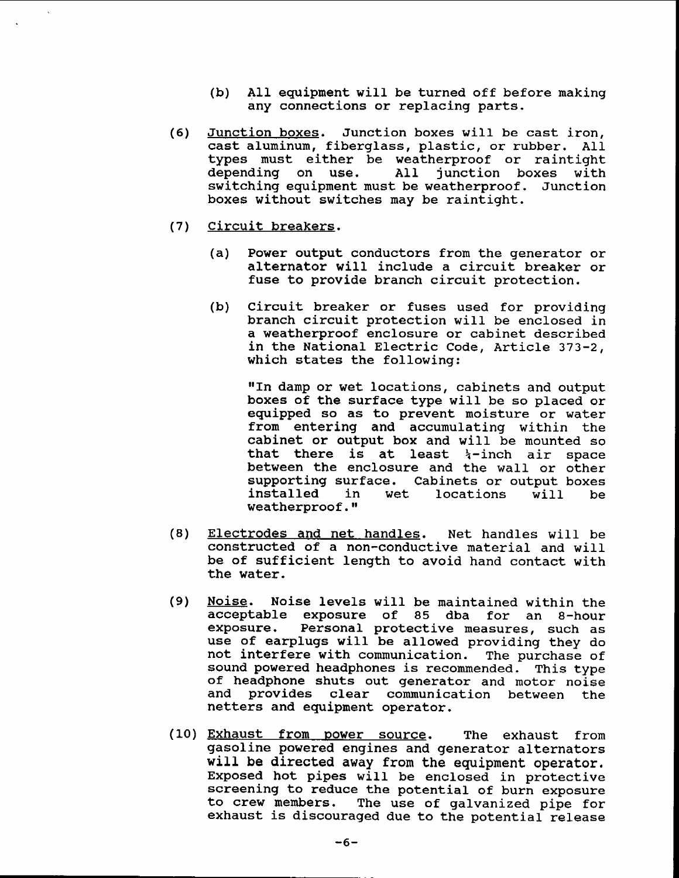(b) All equipment will be turned off before making any connections or replacing parts.

(6) Junction boxes. Junction boxes will be cast iron, cast aluminum, fiberglass, plastic, or rubber. All types must either be weatherproof or raintight depending on use. All junction boxes with switching equipment must be weatherproof. Junction boxes without switches may be raintight.

(7) Circuit breakers.

(a) Power output conductors from the generator or alternator will include a circuit breaker or fuse to provide branch circuit protection.

(b) Circuit breaker or fuses used for providing branch circuit protection will be enclosed in a weatherproof enclosure or cabinet described in the National Electric Code, Article 373-2, which states the following:

"In damp or wet locations, cabinets and output boxes of the surface type will be so placed or equipped so as to prevent moisture or water from entering and accumulating within the cabinet or output box and will be mounted so that there is at least ¼-inch air space between the enclosure and the wall or other supporting surface. Cabinets or output boxes installed in wet locations will be weatherproof."

(8) Electrodes and net handles. Net handles will be constructed of a non-conductive material and will be of sufficient length to avoid hand contact with the water.

(9) Noise. Noise levels will be maintained within the acceptable exposure of 85 dba for an 8-hour exposure. Personal protective measures, such as use of earplugs will be allowed providing they do not interfere with communication. The purchase of sound powered headphones is recommended. This type of headphone shuts out generator and motor noise and provides clear communication between the netters and equipment operator.

(10) Exhaust from power source. The exhaust from gasoline powered engines and generator alternators will be directed away from the equipment operator. Exposed hot pipes will be enclosed in protective screening to reduce the potential of burn exposure to crew members. The use of galvanized pipe for exhaust is discouraged due to the potential release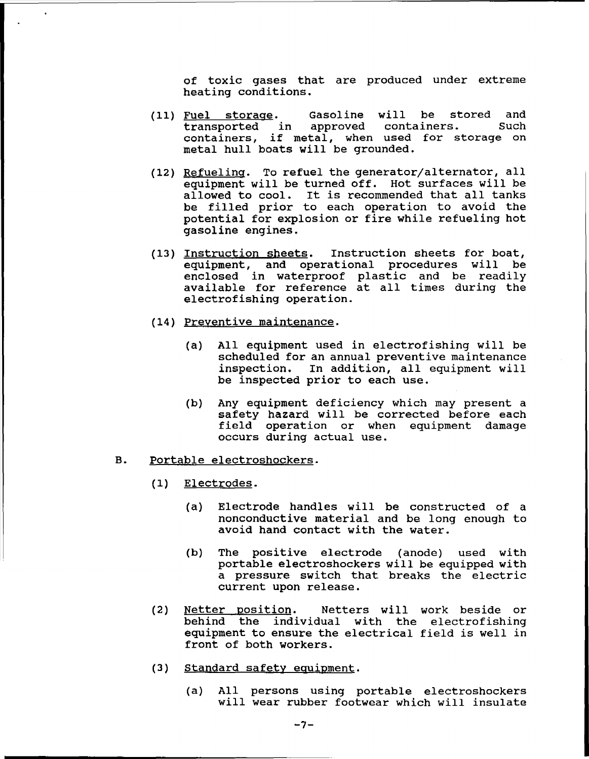of toxic gases that are produced under extreme heating conditions.

(11) <u>Fuel storage</u>. Gasoline will be stored and transported in approved containers. Such containers, if metal, when used for storage on metal hull boats will be grounded.

(12) <u>Refueling</u>. To refuel the generator/alternator, all equipment will be turned off. Hot surfaces will be allowed to cool. It is recommended that all tanks be filled prior to each operation to avoid the potential for explosion or fire while refueling hot gasoline engines.

(13) <u>Instruction sheets</u>. Instruction sheets for boat, equipment, and operational procedures will be enclosed in waterproof plastic and be readily available for reference at all times during the electrofishing operation.

(14) <u>Preventive maintenance</u>.

(a) All equipment used in electrofishing will be scheduled for an annual preventive maintenance inspection. In addition, all equipment will be inspected prior to each use.

(b) Any equipment deficiency which may present a safety hazard will be corrected before each field operation or when equipment damage occurs during actual use.

B. <u>Portable electroshockers</u>.

(1) <u>Electrodes</u>.

(a) Electrode handles will be constructed of a nonconductive material and be long enough to avoid hand contact with the water.

(b) The positive electrode (anode) used with portable electroshockers will be equipped with a pressure switch that breaks the electric current upon release.

(2) <u>Netter position</u>. Netters will work beside or behind the individual with the electrofishing equipment to ensure the electrical field is well in front of both workers.

(3) <u>Standard safety equipment</u>.

(a) All persons using portable electroshockers will wear rubber footwear which will insulate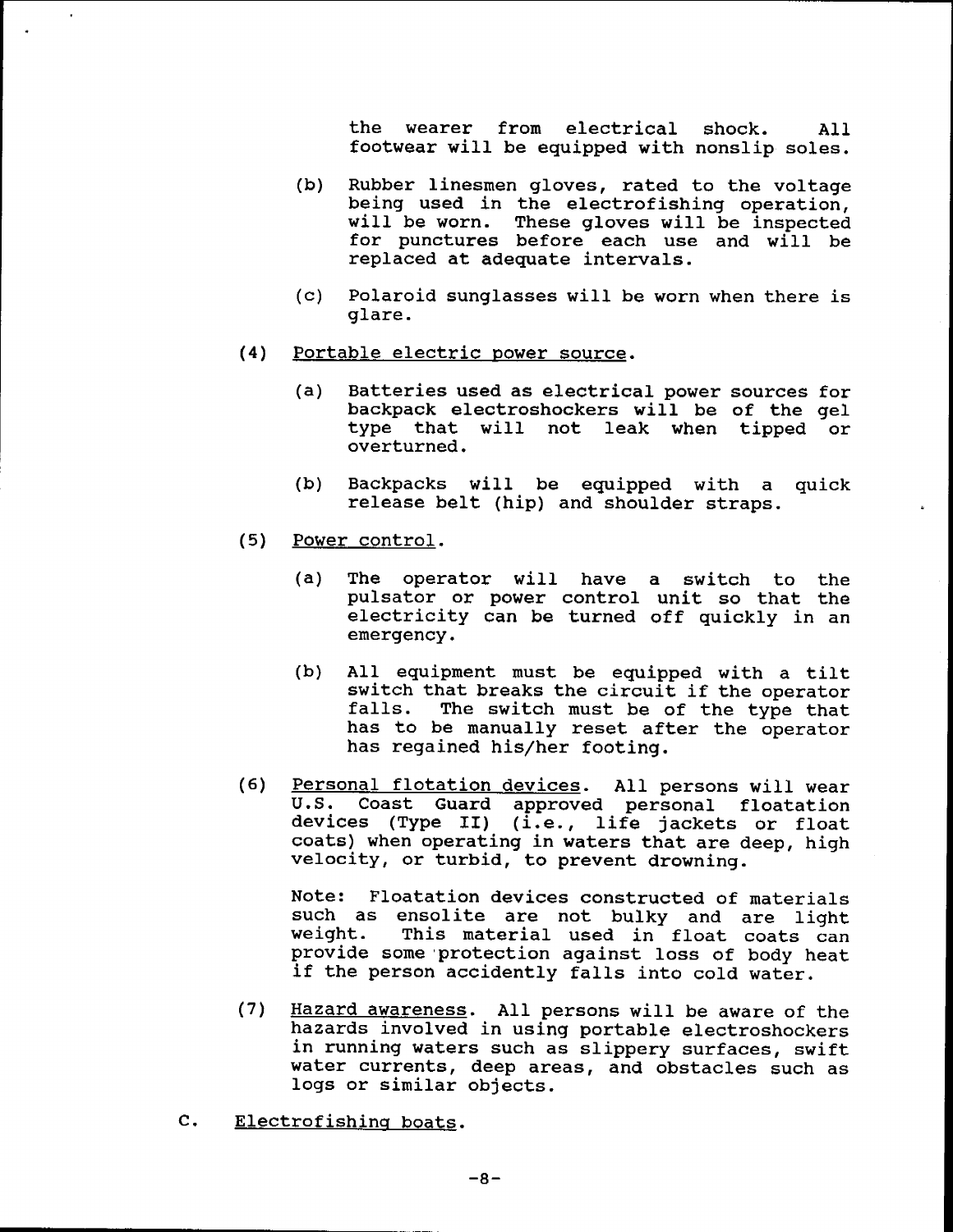the wearer from electrical shock. All footwear will be equipped with nonslip soles.

(b) Rubber linesmen gloves, rated to the voltage being used in the electrofishing operation, will be worn. These gloves will be inspected for punctures before each use and will be replaced at adequate intervals.

(c) Polaroid sunglasses will be worn when there is glare.

(4) <u>Portable electric power source</u>.

(a) Batteries used as electrical power sources for backpack electroshockers will be of the gel type that will not leak when tipped or overturned.

(b) Backpacks will be equipped with a quick release belt (hip) and shoulder straps.

(5) <u>Power control</u>.

(a) The operator will have a switch to the pulsator or power control unit so that the electricity can be turned off quickly in an emergency.

(b) All equipment must be equipped with a tilt switch that breaks the circuit if the operator falls. The switch must be of the type that has to be manually reset after the operator has regained his/her footing.

(6) <u>Personal flotation devices</u>. All persons will wear U.S. Coast Guard approved personal floatation devices (Type II) (i.e., life jackets or float coats) when operating in waters that are deep, high velocity, or turbid, to prevent drowning.

Note: Floatation devices constructed of materials such as ensolite are not bulky and are light weight. This material used in float coats can provide some protection against loss of body heat if the person accidently falls into cold water.

(7) <u>Hazard awareness</u>. All persons will be aware of the hazards involved in using portable electroshockers in running waters such as slippery surfaces, swift water currents, deep areas, and obstacles such as logs or similar objects.

c. <u>Electrofishing boats</u>.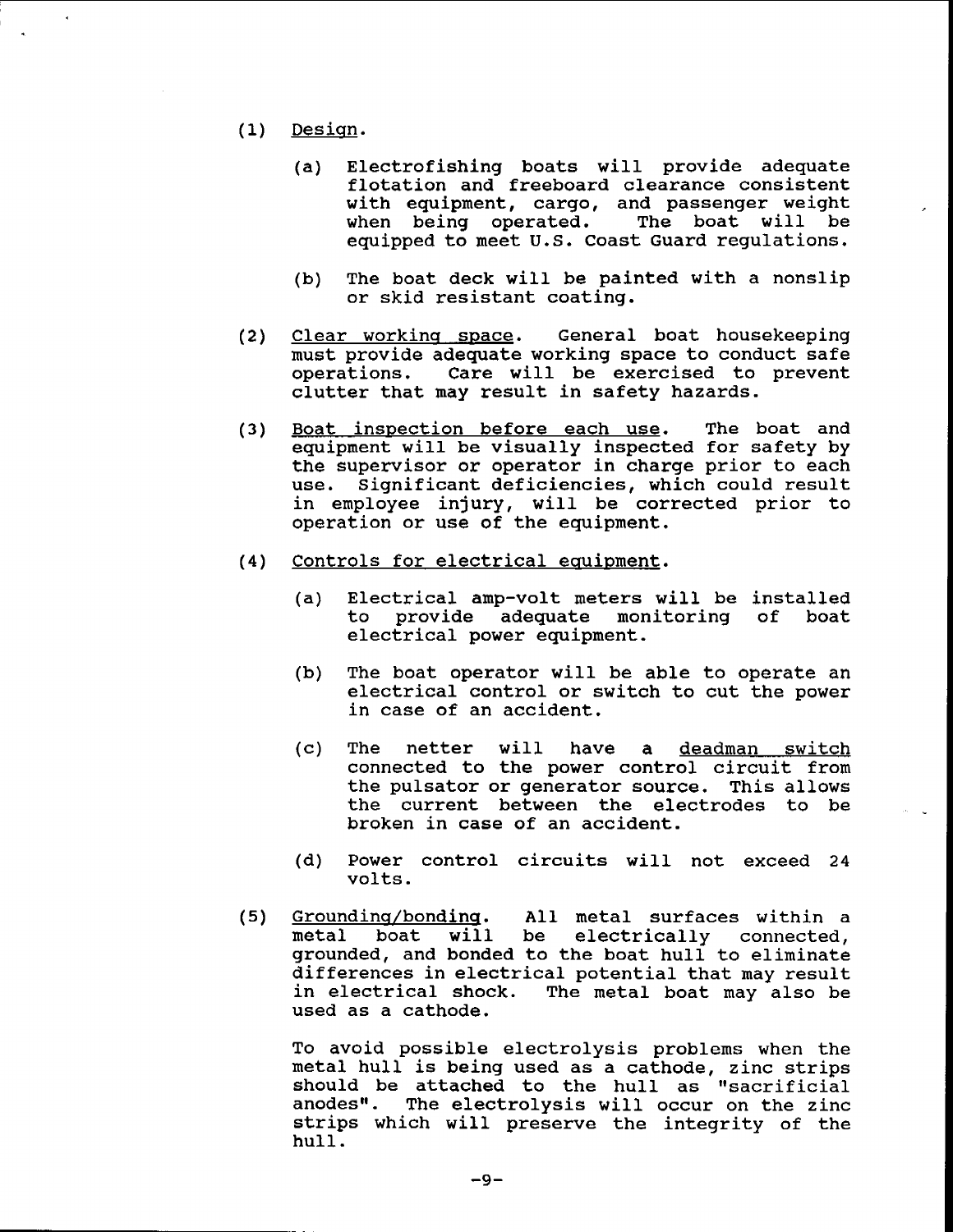(1) Design.

   (a) Electrofishing boats will provide adequate flotation and freeboard clearance consistent with equipment, cargo, and passenger weight when being operated. The boat will be equipped to meet U.S. Coast Guard regulations.

   (b) The boat deck will be painted with a nonslip or skid resistant coating.

(2) Clear working space. General boat housekeeping must provide adequate working space to conduct safe operations. Care will be exercised to prevent clutter that may result in safety hazards.

(3) Boat inspection before each use. The boat and equipment will be visually inspected for safety by the supervisor or operator in charge prior to each use. Significant deficiencies, which could result in employee injury, will be corrected prior to operation or use of the equipment.

(4) Controls for electrical equipment.

   (a) Electrical amp-volt meters will be installed to provide adequate monitoring of boat electrical power equipment.

   (b) The boat operator will be able to operate an electrical control or switch to cut the power in case of an accident.

   (c) The netter will have a deadman switch connected to the power control circuit from the pulsator or generator source. This allows the current between the electrodes to be broken in case of an accident.

   (d) Power control circuits will not exceed 24 volts.

(5) Grounding/bonding. All metal surfaces within a metal boat will be electrically connected, grounded, and bonded to the boat hull to eliminate differences in electrical potential that may result in electrical shock. The metal boat may also be used as a cathode.

   To avoid possible electrolysis problems when the metal hull is being used as a cathode, zinc strips should be attached to the hull as "sacrificial anodes". The electrolysis will occur on the zinc strips which will preserve the integrity of the hull.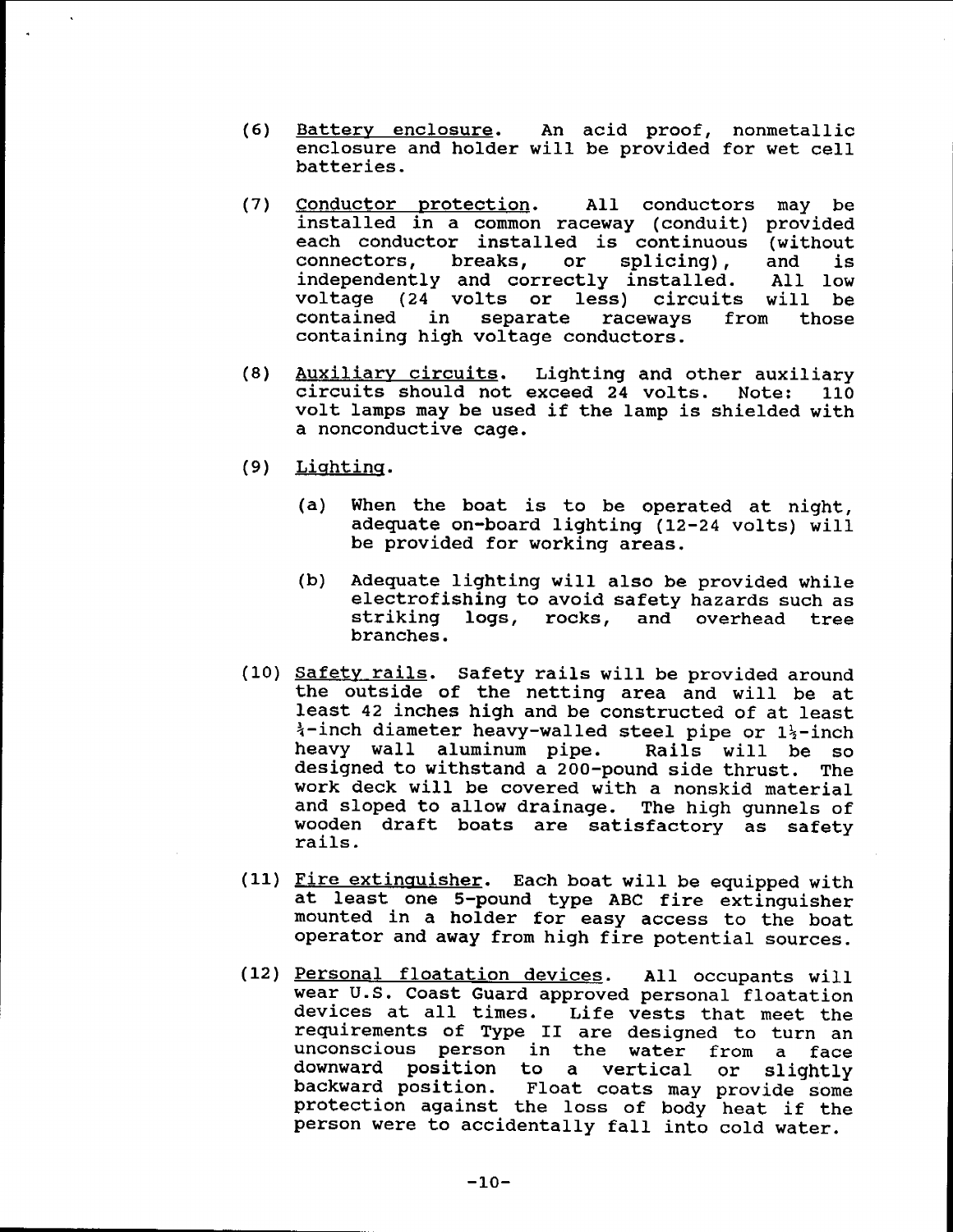(6) Battery enclosure. An acid proof, nonmetallic enclosure and holder will be provided for wet cell batteries.

(7) Conductor protection. All conductors may be installed in a common raceway (conduit) provided each conductor installed is continuous (without connectors, breaks, or splicing), and is independently and correctly installed. All low voltage (24 volts or less) circuits will be contained in separate raceways from those containing high voltage conductors.

(8) Auxiliary circuits. Lighting and other auxiliary circuits should not exceed 24 volts. Note: 110 volt lamps may be used if the lamp is shielded with a nonconductive cage.

(9) Lighting.

   (a) When the boat is to be operated at night, adequate on-board lighting (12-24 volts) will be provided for working areas.

   (b) Adequate lighting will also be provided while electrofishing to avoid safety hazards such as striking logs, rocks, and overhead tree branches.

(10) Safety rails. Safety rails will be provided around the outside of the netting area and will be at least 42 inches high and be constructed of at least ¾-inch diameter heavy-walled steel pipe or 1½-inch heavy wall aluminum pipe. Rails will be so designed to withstand a 200-pound side thrust. The work deck will be covered with a nonskid material and sloped to allow drainage. The high gunnels of wooden draft boats are satisfactory as safety rails.

(11) Fire extinguisher. Each boat will be equipped with at least one 5-pound type ABC fire extinguisher mounted in a holder for easy access to the boat operator and away from high fire potential sources.

(12) Personal floatation devices. All occupants will wear U.S. Coast Guard approved personal floatation devices at all times. Life vests that meet the requirements of Type II are designed to turn an unconscious person in the water from a face downward position to a vertical or slightly backward position. Float coats may provide some protection against the loss of body heat if the person were to accidentally fall into cold water.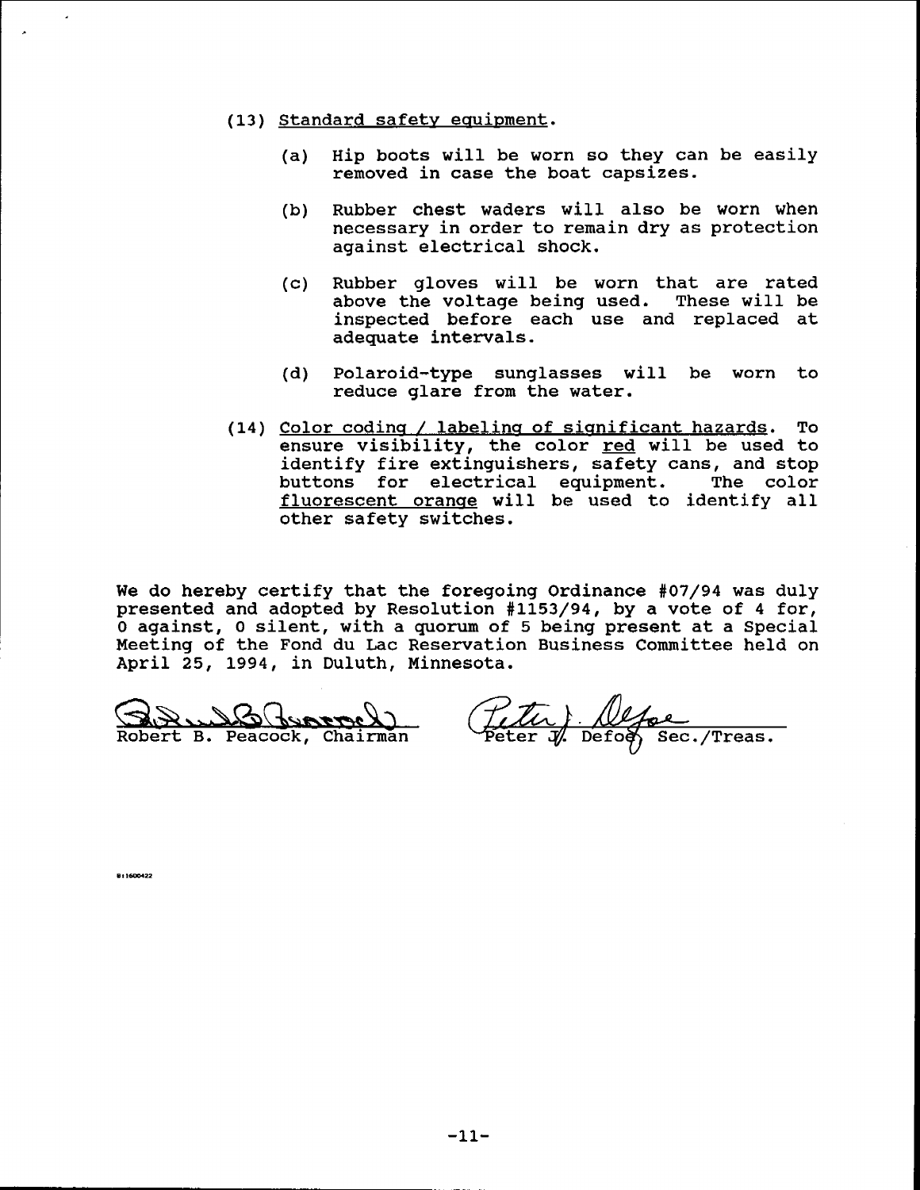(13) Standard safety equipment.

   (a) Hip boots will be worn so they can be easily removed in case the boat capsizes.

   (b) Rubber chest waders will also be worn when necessary in order to remain dry as protection against electrical shock.

   (c) Rubber gloves will be worn that are rated above the voltage being used. These will be inspected before each use and replaced at adequate intervals.

   (d) Polaroid-type sunglasses will be worn to reduce glare from the water.

(14) Color coding / labeling of significant hazards. To ensure visibility, the color red will be used to identify fire extinguishers, safety cans, and stop buttons for electrical equipment. The color fluorescent orange will be used to identify all other safety switches.

We do hereby certify that the foregoing Ordinance #07/94 was duly presented and adopted by Resolution #1153/94, by a vote of 4 for, 0 against, 0 silent, with a quorum of 5 being present at a Special Meeting of the Fond du Lac Reservation Business Committee held on April 25, 1994, in Duluth, Minnesota.

Robert B. Peacock, Chairman          Peter J. Defoe, Sec./Treas.

8:1600422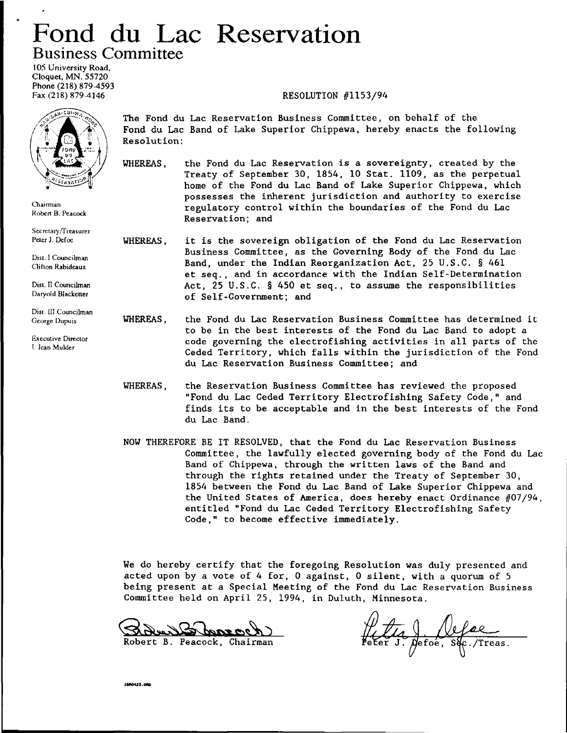# Fond du Lac Reservation

## Business Committee

105 University Road,
Cloquet, MN. 55720
Phone (218) 879-4593
Fax (218) 879-4146

Chairman
Robert B. Peacock

Secretary/Treasurer
Peter J. Defoe

Dist. I Councilman
Clifton Rabideaux

Dist. II Councilman
Daryold Blacketter

Dist. III Councilman
George Dupuis

Executive Director
I. Jean Mulder

RESOLUTION #1153/94

The Fond du Lac Reservation Business Committee, on behalf of the Fond du Lac Band of Lake Superior Chippewa, hereby enacts the following Resolution:

WHEREAS, the Fond du Lac Reservation is a sovereignty, created by the Treaty of September 30, 1854, 10 Stat. 1109, as the perpetual home of the Fond du Lac Band of Lake Superior Chippewa, which possesses the inherent jurisdiction and authority to exercise regulatory control within the boundaries of the Fond du Lac Reservation; and

WHEREAS, it is the sovereign obligation of the Fond du Lac Reservation Business Committee, as the Governing Body of the Fond du Lac Band, under the Indian Reorganization Act, 25 U.S.C. § 461 et seq., and in accordance with the Indian Self-Determination Act, 25 U.S.C. § 450 et seq., to assume the responsibilities of Self-Government; and

WHEREAS, the Fond du Lac Reservation Business Committee has determined it to be in the best interests of the Fond du Lac Band to adopt a code governing the electrofishing activities in all parts of the Ceded Territory, which falls within the jurisdiction of the Fond du Lac Reservation Business Committee; and

WHEREAS, the Reservation Business Committee has reviewed the proposed "Fond du Lac Ceded Territory Electrofishing Safety Code," and finds its to be acceptable and in the best interests of the Fond du Lac Band.

NOW THEREFORE BE IT RESOLVED, that the Fond du Lac Reservation Business Committee, the lawfully elected governing body of the Fond du Lac Band of Chippewa, through the written laws of the Band and through the rights retained under the Treaty of September 30, 1854 between the Fond du Lac Band of Lake Superior Chippewa and the United States of America, does hereby enact Ordinance #07/94, entitled "Fond du Lac Ceded Territory Electrofishing Safety Code," to become effective immediately.

We do hereby certify that the foregoing Resolution was duly presented and acted upon by a vote of 4 for, 0 against, 0 silent, with a quorum of 5 being present at a Special Meeting of the Fond du Lac Reservation Business Committee held on April 25, 1994, in Duluth, Minnesota.

Robert B. Peacock, Chairman

Peter J. Defoe, Sec./Treas.

16R0425.ORD